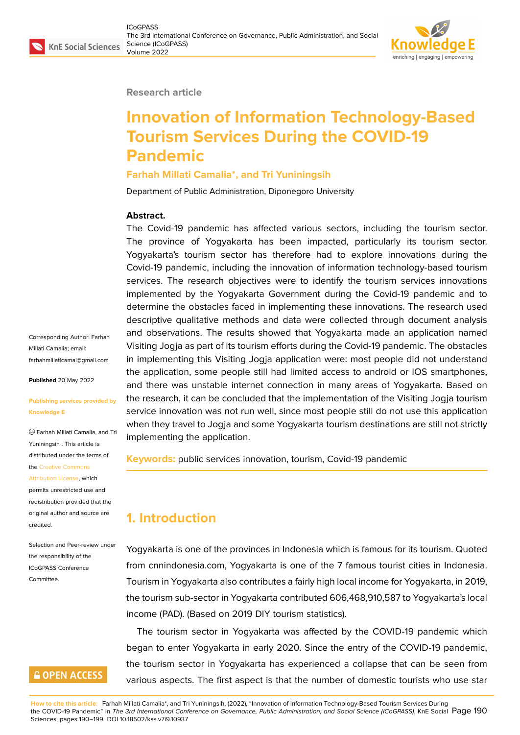Research article

# Innovation of Information Technology-Based Tourism Services During the COVID-19 Pandemic

**Farhah Millati Camalia*, and Tri Yuniningsih**

Department of Public Administration, Diponegoro University

Corresponding Author: Farhah Millati Camalia; email: farhahmillaticamal@gmail.com

**Published** 20 May 2022

**Publishing services provided by Knowledge E**

© Farhah Millati Camalia, and Tri Yuniningsih . This article is distributed under the terms of the Creative Commons Attribution License, which permits unrestricted use and redistribution provided that the original author and source are credited.

Selection and Peer-review under the responsibility of the ICoGPASS Conference Committee.

**Abstract.**

The Covid-19 pandemic has affected various sectors, including the tourism sector. The province of Yogyakarta has been impacted, particularly its tourism sector. Yogyakarta's tourism sector has therefore had to explore innovations during the Covid-19 pandemic, including the innovation of information technology-based tourism services. The research objectives were to identify the tourism services innovations implemented by the Yogyakarta Government during the Covid-19 pandemic and to determine the obstacles faced in implementing these innovations. The research used descriptive qualitative methods and data were collected through document analysis and observations. The results showed that Yogyakarta made an application named Visiting Jogja as part of its tourism efforts during the Covid-19 pandemic. The obstacles in implementing this Visiting Jogja application were: most people did not understand the application, some people still had limited access to android or IOS smartphones, and there was unstable internet connection in many areas of Yogyakarta. Based on the research, it can be concluded that the implementation of the Visiting Jogja tourism service innovation was not run well, since most people still do not use this application when they travel to Jogja and some Yogyakarta tourism destinations are still not strictly implementing the application.

**Keywords:** public services innovation, tourism, Covid-19 pandemic

## 1. Introduction

Yogyakarta is one of the provinces in Indonesia which is famous for its tourism. Quoted from cnnindonesia.com, Yogyakarta is one of the 7 famous tourist cities in Indonesia. Tourism in Yogyakarta also contributes a fairly high local income for Yogyakarta, in 2019, the tourism sub-sector in Yogyakarta contributed 606,468,910,587 to Yogyakarta's local income (PAD). (Based on 2019 DIY tourism statistics).

The tourism sector in Yogyakarta was affected by the COVID-19 pandemic which began to enter Yogyakarta in early 2020. Since the entry of the COVID-19 pandemic, the tourism sector in Yogyakarta has experienced a collapse that can be seen from various aspects. The first aspect is that the number of domestic tourists who use star

**How to cite this article**: Farhah Millati Camalia*, and Tri Yuniningsih, (2022), "Innovation of Information Technology-Based Tourism Services During the COVID-19 Pandemic" in *The 3rd International Conference on Governance, Public Administration, and Social Science (ICoGPASS)*, KnE Social Sciences, pages 190–199. DOI 10.18502/kss.v7i9.10937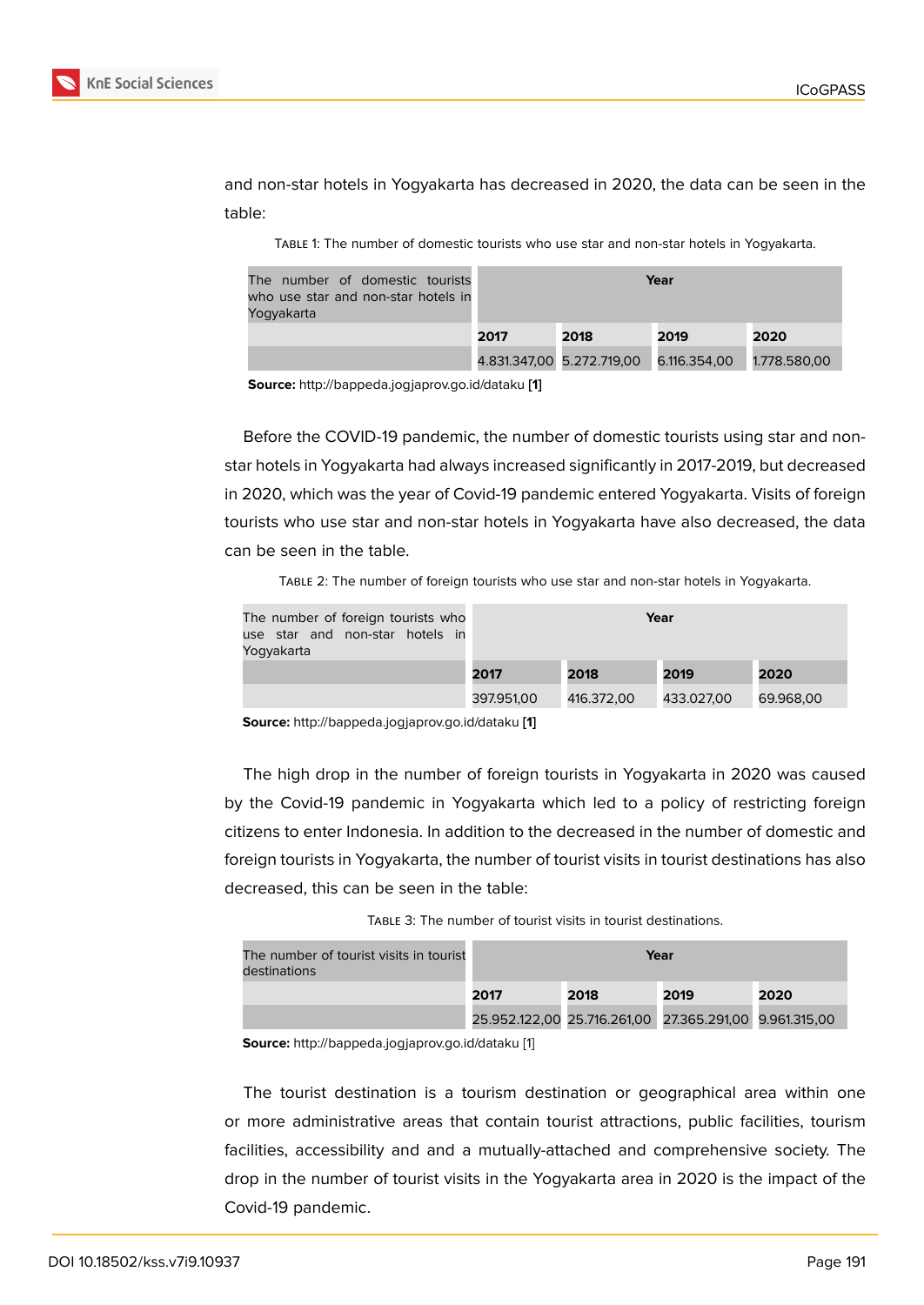and non-star hotels in Yogyakarta has decreased in 2020, the data can be seen in the table:

Table 1: The number of domestic tourists who use star and non-star hotels in Yogyakarta.

| The number of domestic tourists who use star and non-star hotels in Yogyakarta | Year | | | |
|---|---|---|---|---|
| | **2017** | **2018** | **2019** | **2020** |
| | 4.831.347,00 | 5.272.719,00 | 6.116.354,00 | 1.778.580,00 |

**Source:** http://bappeda.jogjaprov.go.id/dataku **[1]**

Before the COVID-19 pandemic, the number of domestic tourists using star and non-star hotels in Yogyakarta had always increased significantly in 2017-2019, but decreased in 2020, which was the year of Covid-19 pandemic entered Yogyakarta. Visits of foreign tourists who use star and non-star hotels in Yogyakarta have also decreased, the data can be seen in the table.

Table 2: The number of foreign tourists who use star and non-star hotels in Yogyakarta.

| The number of foreign tourists who use star and non-star hotels in Yogyakarta | Year | | | |
|---|---|---|---|---|
| | **2017** | **2018** | **2019** | **2020** |
| | 397.951,00 | 416.372,00 | 433.027,00 | 69.968,00 |

**Source:** http://bappeda.jogjaprov.go.id/dataku **[1]**

The high drop in the number of foreign tourists in Yogyakarta in 2020 was caused by the Covid-19 pandemic in Yogyakarta which led to a policy of restricting foreign citizens to enter Indonesia. In addition to the decreased in the number of domestic and foreign tourists in Yogyakarta, the number of tourist visits in tourist destinations has also decreased, this can be seen in the table:

Table 3: The number of tourist visits in tourist destinations.

| The number of tourist visits in tourist destinations | Year | | | |
|---|---|---|---|---|
| | **2017** | **2018** | **2019** | **2020** |
| | 25.952.122,00 | 25.716.261,00 | 27.365.291,00 | 9.961.315,00 |

**Source:** http://bappeda.jogjaprov.go.id/dataku [1]

The tourist destination is a tourism destination or geographical area within one or more administrative areas that contain tourist attractions, public facilities, tourism facilities, accessibility and and a mutually-attached and comprehensive society. The drop in the number of tourist visits in the Yogyakarta area in 2020 is the impact of the Covid-19 pandemic.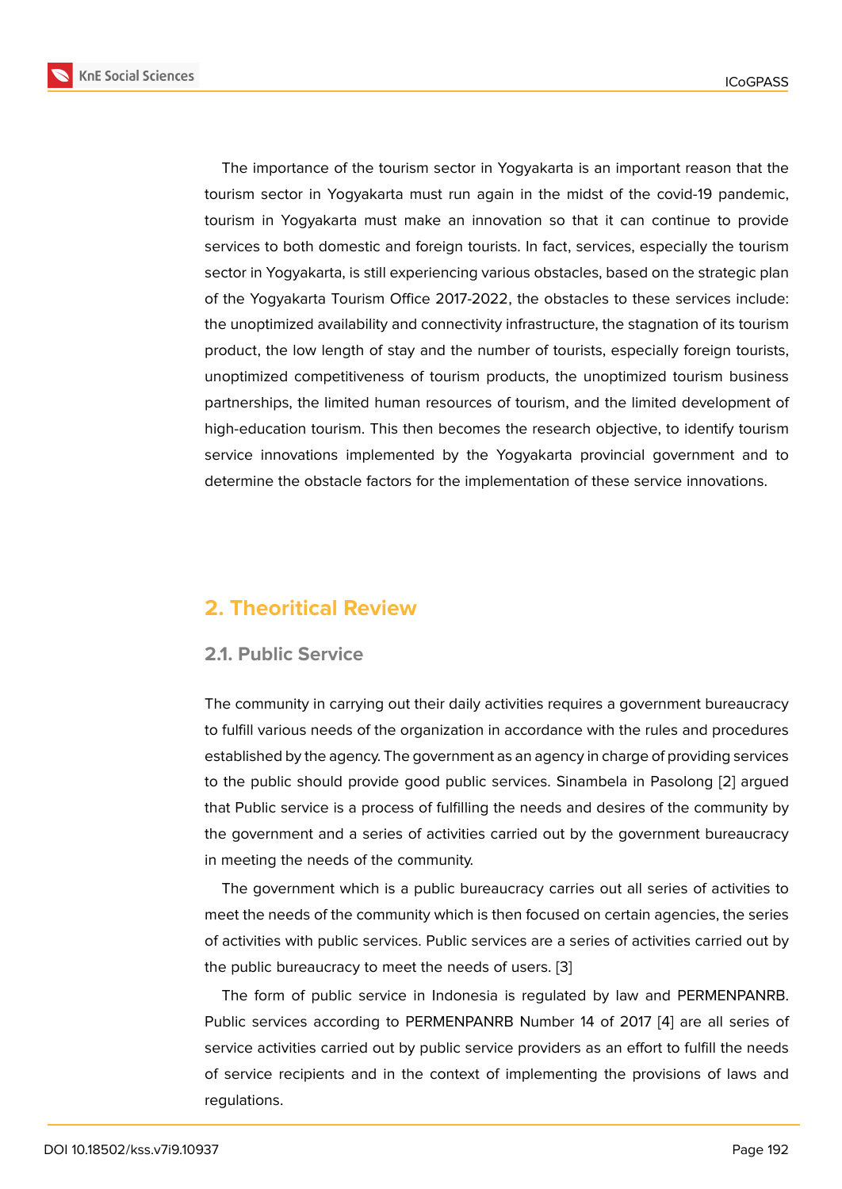The importance of the tourism sector in Yogyakarta is an important reason that the tourism sector in Yogyakarta must run again in the midst of the covid-19 pandemic, tourism in Yogyakarta must make an innovation so that it can continue to provide services to both domestic and foreign tourists. In fact, services, especially the tourism sector in Yogyakarta, is still experiencing various obstacles, based on the strategic plan of the Yogyakarta Tourism Office 2017-2022, the obstacles to these services include: the unoptimized availability and connectivity infrastructure, the stagnation of its tourism product, the low length of stay and the number of tourists, especially foreign tourists, unoptimized competitiveness of tourism products, the unoptimized tourism business partnerships, the limited human resources of tourism, and the limited development of high-education tourism. This then becomes the research objective, to identify tourism service innovations implemented by the Yogyakarta provincial government and to determine the obstacle factors for the implementation of these service innovations.

## 2. Theoritical Review

### 2.1. Public Service

The community in carrying out their daily activities requires a government bureaucracy to fulfill various needs of the organization in accordance with the rules and procedures established by the agency. The government as an agency in charge of providing services to the public should provide good public services. Sinambela in Pasolong [2] argued that Public service is a process of fulfilling the needs and desires of the community by the government and a series of activities carried out by the government bureaucracy in meeting the needs of the community.

The government which is a public bureaucracy carries out all series of activities to meet the needs of the community which is then focused on certain agencies, the series of activities with public services. Public services are a series of activities carried out by the public bureaucracy to meet the needs of users. [3]

The form of public service in Indonesia is regulated by law and PERMENPANRB. Public services according to PERMENPANRB Number 14 of 2017 [4] are all series of service activities carried out by public service providers as an effort to fulfill the needs of service recipients and in the context of implementing the provisions of laws and regulations.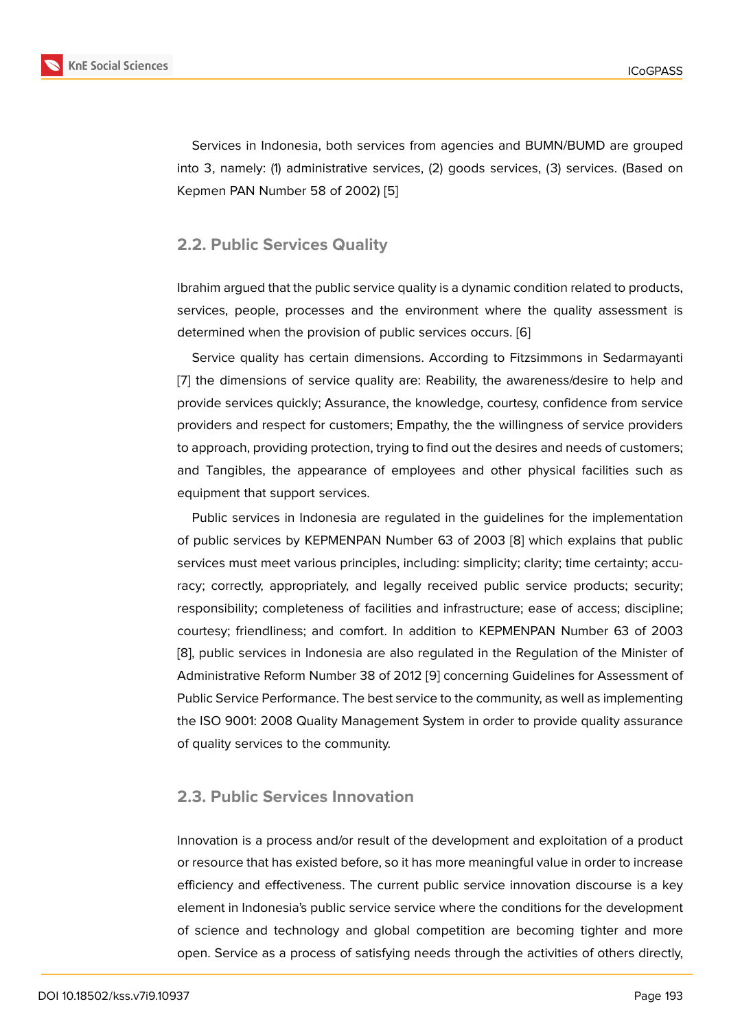Services in Indonesia, both services from agencies and BUMN/BUMD are grouped into 3, namely: (1) administrative services, (2) goods services, (3) services. (Based on Kepmen PAN Number 58 of 2002) [5]

### 2.2. Public Services Quality

Ibrahim argued that the public service quality is a dynamic condition related to products, services, people, processes and the environment where the quality assessment is determined when the provision of public services occurs. [6]

Service quality has certain dimensions. According to Fitzsimmons in Sedarmayanti [7] the dimensions of service quality are: Reability, the awareness/desire to help and provide services quickly; Assurance, the knowledge, courtesy, confidence from service providers and respect for customers; Empathy, the the willingness of service providers to approach, providing protection, trying to find out the desires and needs of customers; and Tangibles, the appearance of employees and other physical facilities such as equipment that support services.

Public services in Indonesia are regulated in the guidelines for the implementation of public services by KEPMENPAN Number 63 of 2003 [8] which explains that public services must meet various principles, including: simplicity; clarity; time certainty; accuracy; correctly, appropriately, and legally received public service products; security; responsibility; completeness of facilities and infrastructure; ease of access; discipline; courtesy; friendliness; and comfort. In addition to KEPMENPAN Number 63 of 2003 [8], public services in Indonesia are also regulated in the Regulation of the Minister of Administrative Reform Number 38 of 2012 [9] concerning Guidelines for Assessment of Public Service Performance. The best service to the community, as well as implementing the ISO 9001: 2008 Quality Management System in order to provide quality assurance of quality services to the community.

### 2.3. Public Services Innovation

Innovation is a process and/or result of the development and exploitation of a product or resource that has existed before, so it has more meaningful value in order to increase efficiency and effectiveness. The current public service innovation discourse is a key element in Indonesia's public service service where the conditions for the development of science and technology and global competition are becoming tighter and more open. Service as a process of satisfying needs through the activities of others directly,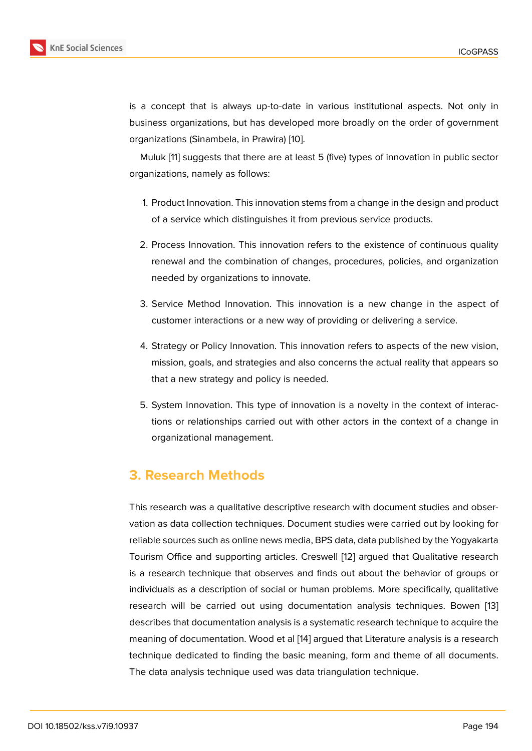is a concept that is always up-to-date in various institutional aspects. Not only in business organizations, but has developed more broadly on the order of government organizations (Sinambela, in Prawira) [10].

Muluk [11] suggests that there are at least 5 (five) types of innovation in public sector organizations, namely as follows:

1. Product Innovation. This innovation stems from a change in the design and product of a service which distinguishes it from previous service products.

2. Process Innovation. This innovation refers to the existence of continuous quality renewal and the combination of changes, procedures, policies, and organization needed by organizations to innovate.

3. Service Method Innovation. This innovation is a new change in the aspect of customer interactions or a new way of providing or delivering a service.

4. Strategy or Policy Innovation. This innovation refers to aspects of the new vision, mission, goals, and strategies and also concerns the actual reality that appears so that a new strategy and policy is needed.

5. System Innovation. This type of innovation is a novelty in the context of interactions or relationships carried out with other actors in the context of a change in organizational management.

## 3. Research Methods

This research was a qualitative descriptive research with document studies and observation as data collection techniques. Document studies were carried out by looking for reliable sources such as online news media, BPS data, data published by the Yogyakarta Tourism Office and supporting articles. Creswell [12] argued that Qualitative research is a research technique that observes and finds out about the behavior of groups or individuals as a description of social or human problems. More specifically, qualitative research will be carried out using documentation analysis techniques. Bowen [13] describes that documentation analysis is a systematic research technique to acquire the meaning of documentation. Wood et al [14] argued that Literature analysis is a research technique dedicated to finding the basic meaning, form and theme of all documents. The data analysis technique used was data triangulation technique.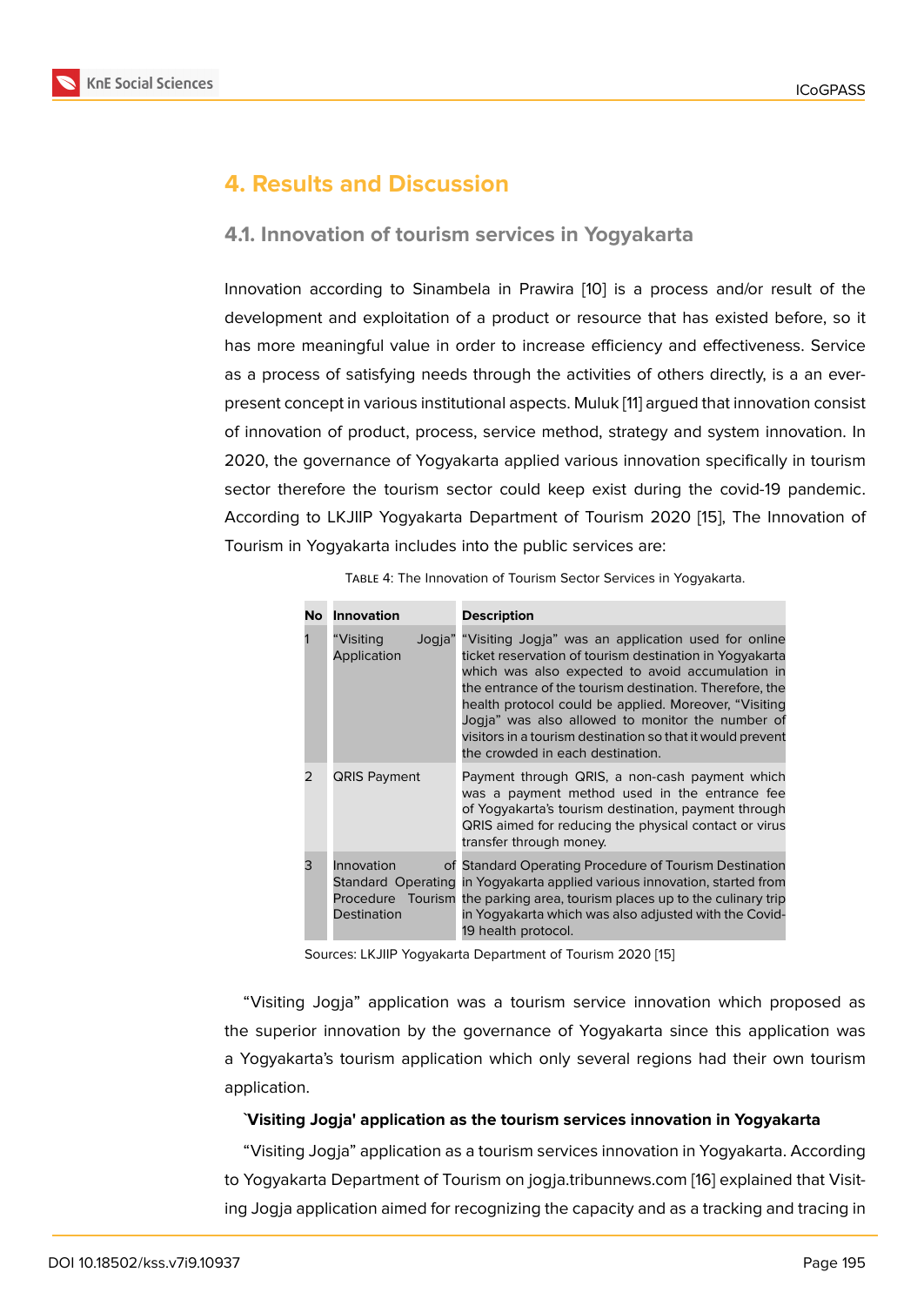# 4. Results and Discussion

## 4.1. Innovation of tourism services in Yogyakarta

Innovation according to Sinambela in Prawira [10] is a process and/or result of the development and exploitation of a product or resource that has existed before, so it has more meaningful value in order to increase efficiency and effectiveness. Service as a process of satisfying needs through the activities of others directly, is a an ever-present concept in various institutional aspects. Muluk [11] argued that innovation consist of innovation of product, process, service method, strategy and system innovation. In 2020, the governance of Yogyakarta applied various innovation specifically in tourism sector therefore the tourism sector could keep exist during the covid-19 pandemic. According to LKJIIP Yogyakarta Department of Tourism 2020 [15], The Innovation of Tourism in Yogyakarta includes into the public services are:

TABLE 4: The Innovation of Tourism Sector Services in Yogyakarta.

| No | Innovation | Description |
|---|---|---|
| 1 | "Visiting Jogja" Application | "Visiting Jogja" was an application used for online ticket reservation of tourism destination in Yogyakarta which was also expected to avoid accumulation in the entrance of the tourism destination. Therefore, the health protocol could be applied. Moreover, "Visiting Jogja" was also allowed to monitor the number of visitors in a tourism destination so that it would prevent the crowded in each destination. |
| 2 | QRIS Payment | Payment through QRIS, a non-cash payment which was a payment method used in the entrance fee of Yogyakarta's tourism destination, payment through QRIS aimed for reducing the physical contact or virus transfer through money. |
| 3 | Innovation of Standard Operating Procedure Tourism Destination | Standard Operating Procedure of Tourism Destination in Yogyakarta applied various innovation, started from the parking area, tourism places up to the culinary trip in Yogyakarta which was also adjusted with the Covid-19 health protocol. |

Sources: LKJIIP Yogyakarta Department of Tourism 2020 [15]

"Visiting Jogja" application was a tourism service innovation which proposed as the superior innovation by the governance of Yogyakarta since this application was a Yogyakarta's tourism application which only several regions had their own tourism application.

**`Visiting Jogja' application as the tourism services innovation in Yogyakarta**

"Visiting Jogja" application as a tourism services innovation in Yogyakarta. According to Yogyakarta Department of Tourism on jogja.tribunnews.com [16] explained that Visiting Jogja application aimed for recognizing the capacity and as a tracking and tracing in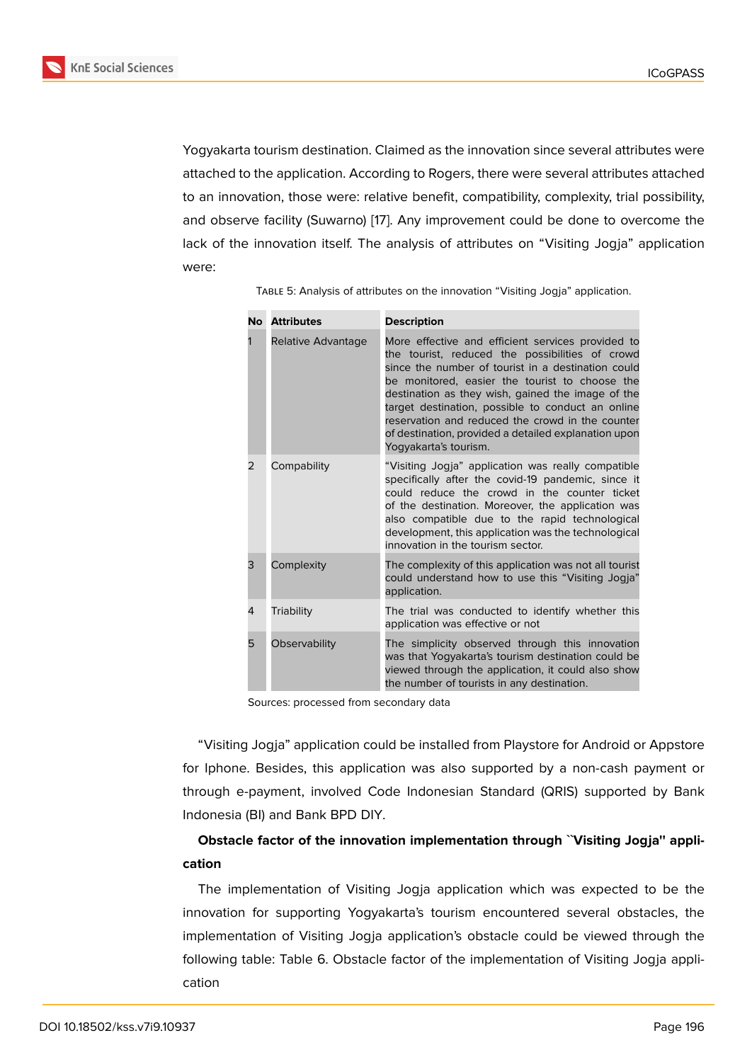Yogyakarta tourism destination. Claimed as the innovation since several attributes were attached to the application. According to Rogers, there were several attributes attached to an innovation, those were: relative benefit, compatibility, complexity, trial possibility, and observe facility (Suwarno) [17]. Any improvement could be done to overcome the lack of the innovation itself. The analysis of attributes on "Visiting Jogja" application were:

Table 5: Analysis of attributes on the innovation "Visiting Jogja" application.

| No | Attributes | Description |
|---|---|---|
| 1 | Relative Advantage | More effective and efficient services provided to the tourist, reduced the possibilities of crowd since the number of tourist in a destination could be monitored, easier the tourist to choose the destination as they wish, gained the image of the target destination, possible to conduct an online reservation and reduced the crowd in the counter of destination, provided a detailed explanation upon Yogyakarta's tourism. |
| 2 | Compability | "Visiting Jogja" application was really compatible specifically after the covid-19 pandemic, since it could reduce the crowd in the counter ticket of the destination. Moreover, the application was also compatible due to the rapid technological development, this application was the technological innovation in the tourism sector. |
| 3 | Complexity | The complexity of this application was not all tourist could understand how to use this "Visiting Jogja" application. |
| 4 | Triability | The trial was conducted to identify whether this application was effective or not |
| 5 | Observability | The simplicity observed through this innovation was that Yogyakarta's tourism destination could be viewed through the application, it could also show the number of tourists in any destination. |

Sources: processed from secondary data

"Visiting Jogja" application could be installed from Playstore for Android or Appstore for Iphone. Besides, this application was also supported by a non-cash payment or through e-payment, involved Code Indonesian Standard (QRIS) supported by Bank Indonesia (BI) and Bank BPD DIY.

**Obstacle factor of the innovation implementation through ``Visiting Jogja'' application**

The implementation of Visiting Jogja application which was expected to be the innovation for supporting Yogyakarta's tourism encountered several obstacles, the implementation of Visiting Jogja application's obstacle could be viewed through the following table: Table 6. Obstacle factor of the implementation of Visiting Jogja application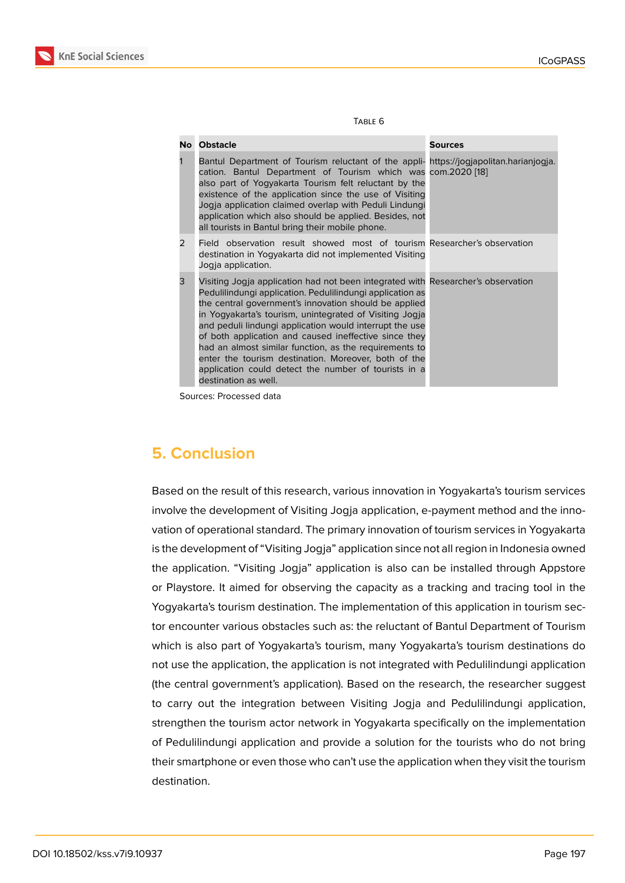Table 6

| No | Obstacle | Sources |
|---|---|---|
| 1 | Bantul Department of Tourism reluctant of the application. Bantul Department of Tourism which was also part of Yogyakarta Tourism felt reluctant by the existence of the application since the use of Visiting Jogja application claimed overlap with Peduli Lindungi application which also should be applied. Besides, not all tourists in Bantul bring their mobile phone. | https://jogjapolitan.harianjogja.com.2020 [18] |
| 2 | Field observation result showed most of tourism destination in Yogyakarta did not implemented Visiting Jogja application. | Researcher's observation |
| 3 | Visiting Jogja application had not been integrated with Pedulilindungi application. Pedulilindungi application as the central government's innovation should be applied in Yogyakarta's tourism, unintegrated of Visiting Jogja and peduli lindungi application would interrupt the use of both application and caused ineffective since they had an almost similar function, as the requirements to enter the tourism destination. Moreover, both of the application could detect the number of tourists in a destination as well. | Researcher's observation |

Sources: Processed data

## 5. Conclusion

Based on the result of this research, various innovation in Yogyakarta's tourism services involve the development of Visiting Jogja application, e-payment method and the innovation of operational standard. The primary innovation of tourism services in Yogyakarta is the development of "Visiting Jogja" application since not all region in Indonesia owned the application. "Visiting Jogja" application is also can be installed through Appstore or Playstore. It aimed for observing the capacity as a tracking and tracing tool in the Yogyakarta's tourism destination. The implementation of this application in tourism sector encounter various obstacles such as: the reluctant of Bantul Department of Tourism which is also part of Yogyakarta's tourism, many Yogyakarta's tourism destinations do not use the application, the application is not integrated with Pedulilindungi application (the central government's application). Based on the research, the researcher suggest to carry out the integration between Visiting Jogja and Pedulilindungi application, strengthen the tourism actor network in Yogyakarta specifically on the implementation of Pedulilindungi application and provide a solution for the tourists who do not bring their smartphone or even those who can't use the application when they visit the tourism destination.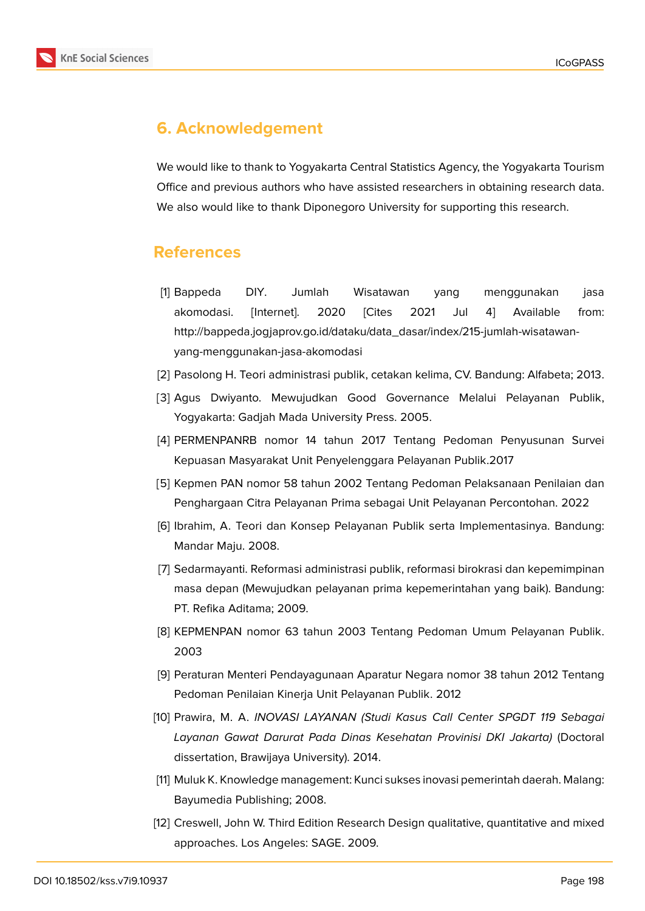## 6. Acknowledgement

We would like to thank to Yogyakarta Central Statistics Agency, the Yogyakarta Tourism Office and previous authors who have assisted researchers in obtaining research data. We also would like to thank Diponegoro University for supporting this research.

## References

[1] Bappeda DIY. Jumlah Wisatawan yang menggunakan jasa akomodasi. [Internet]. 2020 [Cites 2021 Jul 4] Available from: http://bappeda.jogjaprov.go.id/dataku/data_dasar/index/215-jumlah-wisatawan-yang-menggunakan-jasa-akomodasi

[2] Pasolong H. Teori administrasi publik, cetakan kelima, CV. Bandung: Alfabeta; 2013.

[3] Agus Dwiyanto. Mewujudkan Good Governance Melalui Pelayanan Publik, Yogyakarta: Gadjah Mada University Press. 2005.

[4] PERMENPANRB nomor 14 tahun 2017 Tentang Pedoman Penyusunan Survei Kepuasan Masyarakat Unit Penyelenggara Pelayanan Publik.2017

[5] Kepmen PAN nomor 58 tahun 2002 Tentang Pedoman Pelaksanaan Penilaian dan Penghargaan Citra Pelayanan Prima sebagai Unit Pelayanan Percontohan. 2022

[6] Ibrahim, A. Teori dan Konsep Pelayanan Publik serta Implementasinya. Bandung: Mandar Maju. 2008.

[7] Sedarmayanti. Reformasi administrasi publik, reformasi birokrasi dan kepemimpinan masa depan (Mewujudkan pelayanan prima kepemerintahan yang baik). Bandung: PT. Refika Aditama; 2009.

[8] KEPMENPAN nomor 63 tahun 2003 Tentang Pedoman Umum Pelayanan Publik. 2003

[9] Peraturan Menteri Pendayagunaan Aparatur Negara nomor 38 tahun 2012 Tentang Pedoman Penilaian Kinerja Unit Pelayanan Publik. 2012

[10] Prawira, M. A. *INOVASI LAYANAN (Studi Kasus Call Center SPGDT 119 Sebagai Layanan Gawat Darurat Pada Dinas Kesehatan Provinisi DKI Jakarta)* (Doctoral dissertation, Brawijaya University). 2014.

[11] Muluk K. Knowledge management: Kunci sukses inovasi pemerintah daerah. Malang: Bayumedia Publishing; 2008.

[12] Creswell, John W. Third Edition Research Design qualitative, quantitative and mixed approaches. Los Angeles: SAGE. 2009.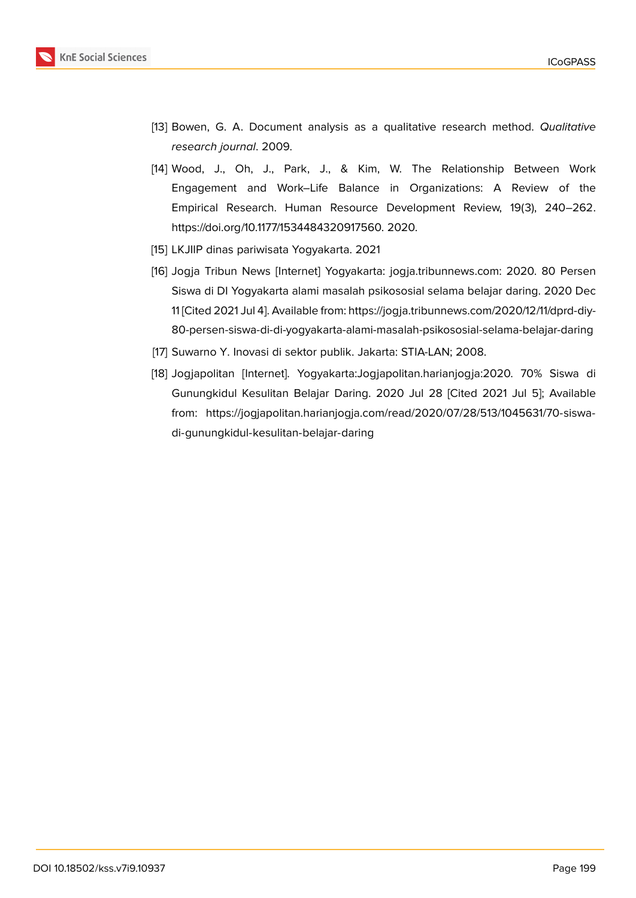[13] Bowen, G. A. Document analysis as a qualitative research method. *Qualitative research journal*. 2009.

[14] Wood, J., Oh, J., Park, J., & Kim, W. The Relationship Between Work Engagement and Work–Life Balance in Organizations: A Review of the Empirical Research. Human Resource Development Review, 19(3), 240–262. https://doi.org/10.1177/1534484320917560. 2020.

[15] LKJIIP dinas pariwisata Yogyakarta. 2021

[16] Jogja Tribun News [Internet] Yogyakarta: jogja.tribunnews.com: 2020. 80 Persen Siswa di DI Yogyakarta alami masalah psikososial selama belajar daring. 2020 Dec 11 [Cited 2021 Jul 4]. Available from: https://jogja.tribunnews.com/2020/12/11/dprd-diy-80-persen-siswa-di-di-yogyakarta-alami-masalah-psikososial-selama-belajar-daring

[17] Suwarno Y. Inovasi di sektor publik. Jakarta: STIA-LAN; 2008.

[18] Jogjapolitan [Internet]. Yogyakarta:Jogjapolitan.harianjogja:2020. 70% Siswa di Gunungkidul Kesulitan Belajar Daring. 2020 Jul 28 [Cited 2021 Jul 5]; Available from: https://jogjapolitan.harianjogja.com/read/2020/07/28/513/1045631/70-siswa-di-gunungkidul-kesulitan-belajar-daring